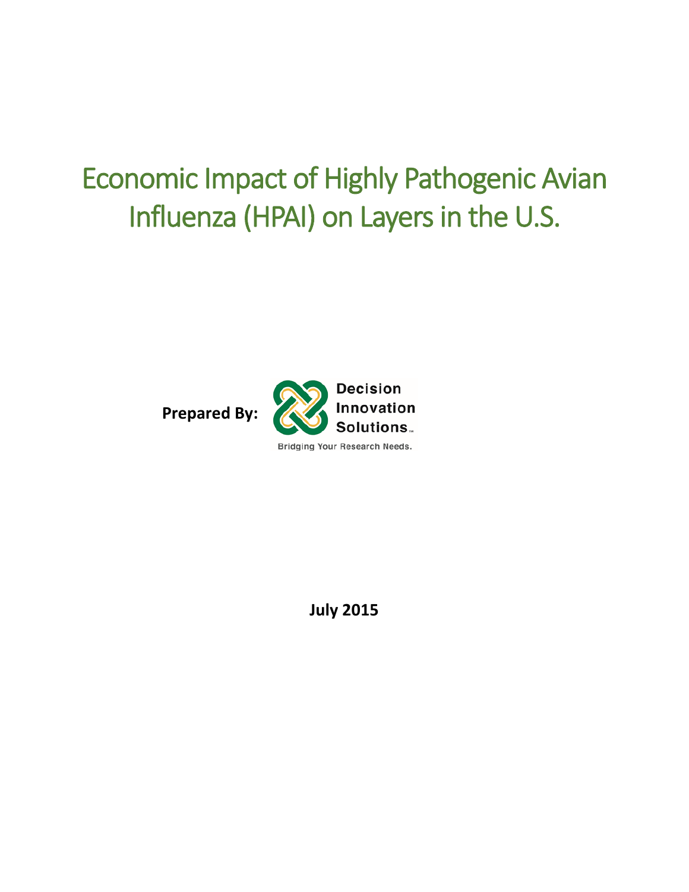# Economic Impact of Highly Pathogenic Avian Influenza (HPAI) on Layers in the U.S.

**Prepared By:** Decision Innovation Solutions

Bridging Your Research Needs.

**July 2015**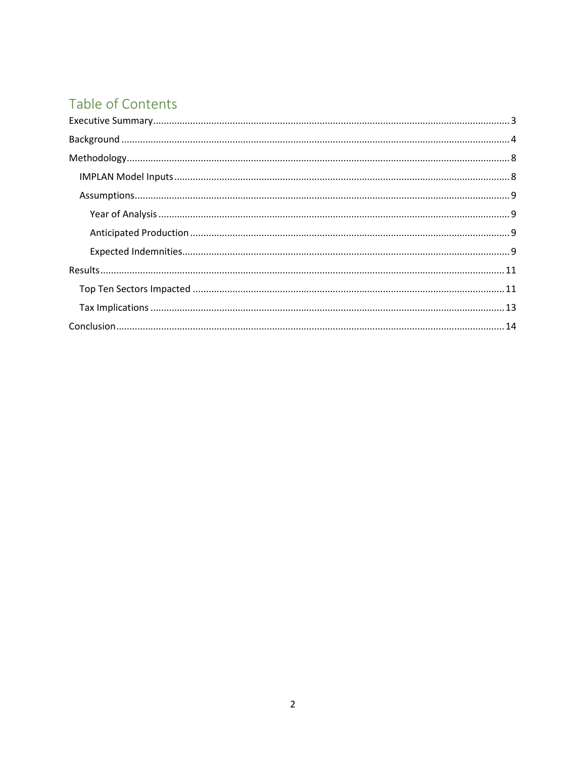# Table of Contents

- Executive Summary ..... 3
- Background ..... 4
- Methodology ..... 8
  - IMPLAN Model Inputs ..... 8
  - Assumptions ..... 9
    - Year of Analysis ..... 9
    - Anticipated Production ..... 9
    - Expected Indemnities ..... 9
- Results ..... 11
  - Top Ten Sectors Impacted ..... 11
  - Tax Implications ..... 13
- Conclusion ..... 14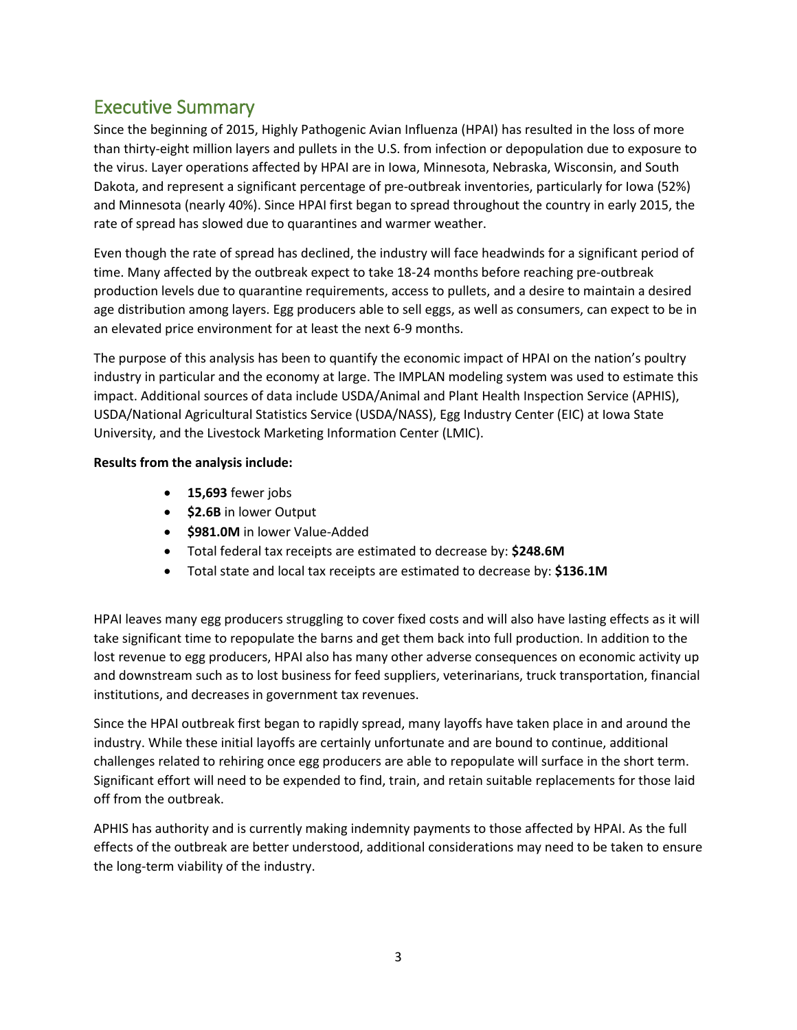## Executive Summary

Since the beginning of 2015, Highly Pathogenic Avian Influenza (HPAI) has resulted in the loss of more than thirty-eight million layers and pullets in the U.S. from infection or depopulation due to exposure to the virus. Layer operations affected by HPAI are in Iowa, Minnesota, Nebraska, Wisconsin, and South Dakota, and represent a significant percentage of pre-outbreak inventories, particularly for Iowa (52%) and Minnesota (nearly 40%). Since HPAI first began to spread throughout the country in early 2015, the rate of spread has slowed due to quarantines and warmer weather.

Even though the rate of spread has declined, the industry will face headwinds for a significant period of time. Many affected by the outbreak expect to take 18-24 months before reaching pre-outbreak production levels due to quarantine requirements, access to pullets, and a desire to maintain a desired age distribution among layers. Egg producers able to sell eggs, as well as consumers, can expect to be in an elevated price environment for at least the next 6-9 months.

The purpose of this analysis has been to quantify the economic impact of HPAI on the nation's poultry industry in particular and the economy at large. The IMPLAN modeling system was used to estimate this impact. Additional sources of data include USDA/Animal and Plant Health Inspection Service (APHIS), USDA/National Agricultural Statistics Service (USDA/NASS), Egg Industry Center (EIC) at Iowa State University, and the Livestock Marketing Information Center (LMIC).

**Results from the analysis include:**

- **15,693** fewer jobs
- **$2.6B** in lower Output
- **$981.0M** in lower Value-Added
- Total federal tax receipts are estimated to decrease by: **$248.6M**
- Total state and local tax receipts are estimated to decrease by: **$136.1M**

HPAI leaves many egg producers struggling to cover fixed costs and will also have lasting effects as it will take significant time to repopulate the barns and get them back into full production. In addition to the lost revenue to egg producers, HPAI also has many other adverse consequences on economic activity up and downstream such as to lost business for feed suppliers, veterinarians, truck transportation, financial institutions, and decreases in government tax revenues.

Since the HPAI outbreak first began to rapidly spread, many layoffs have taken place in and around the industry. While these initial layoffs are certainly unfortunate and are bound to continue, additional challenges related to rehiring once egg producers are able to repopulate will surface in the short term. Significant effort will need to be expended to find, train, and retain suitable replacements for those laid off from the outbreak.

APHIS has authority and is currently making indemnity payments to those affected by HPAI. As the full effects of the outbreak are better understood, additional considerations may need to be taken to ensure the long-term viability of the industry.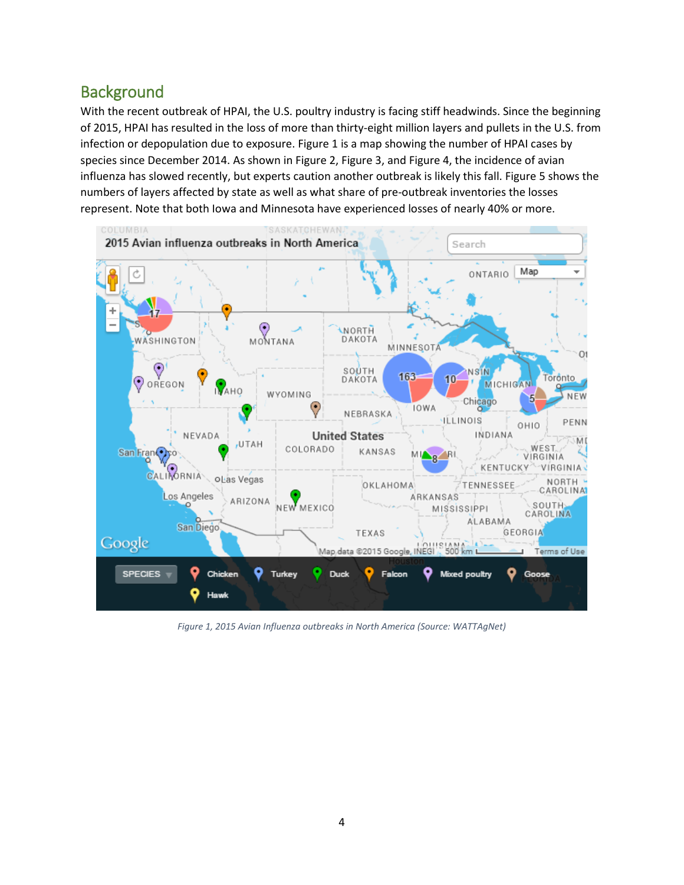## Background

With the recent outbreak of HPAI, the U.S. poultry industry is facing stiff headwinds. Since the beginning of 2015, HPAI has resulted in the loss of more than thirty-eight million layers and pullets in the U.S. from infection or depopulation due to exposure. Figure 1 is a map showing the number of HPAI cases by species since December 2014. As shown in Figure 2, Figure 3, and Figure 4, the incidence of avian influenza has slowed recently, but experts caution another outbreak is likely this fall. Figure 5 shows the numbers of layers affected by state as well as what share of pre-outbreak inventories the losses represent. Note that both Iowa and Minnesota have experienced losses of nearly 40% or more.

*Figure 1, 2015 Avian Influenza outbreaks in North America (Source: WATTAgNet)*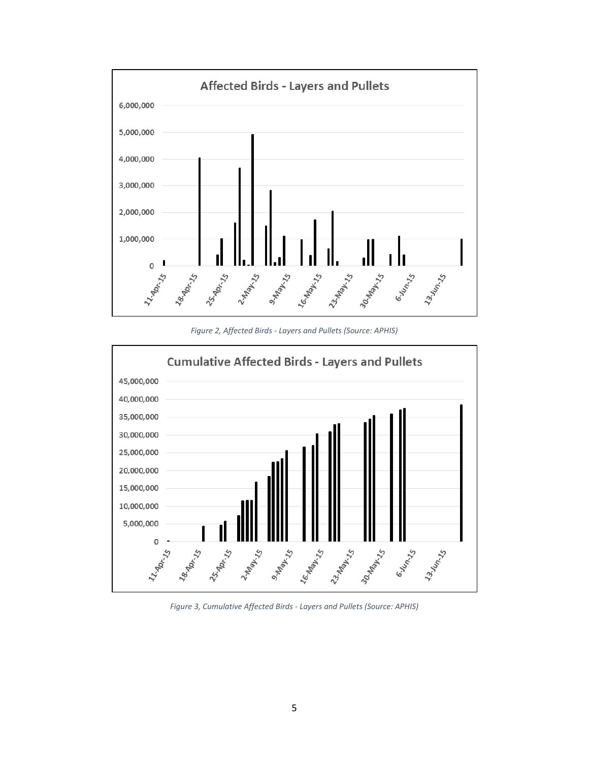Figure 2, Affected Birds - Layers and Pullets (Source: APHIS)

Figure 3, Cumulative Affected Birds - Layers and Pullets (Source: APHIS)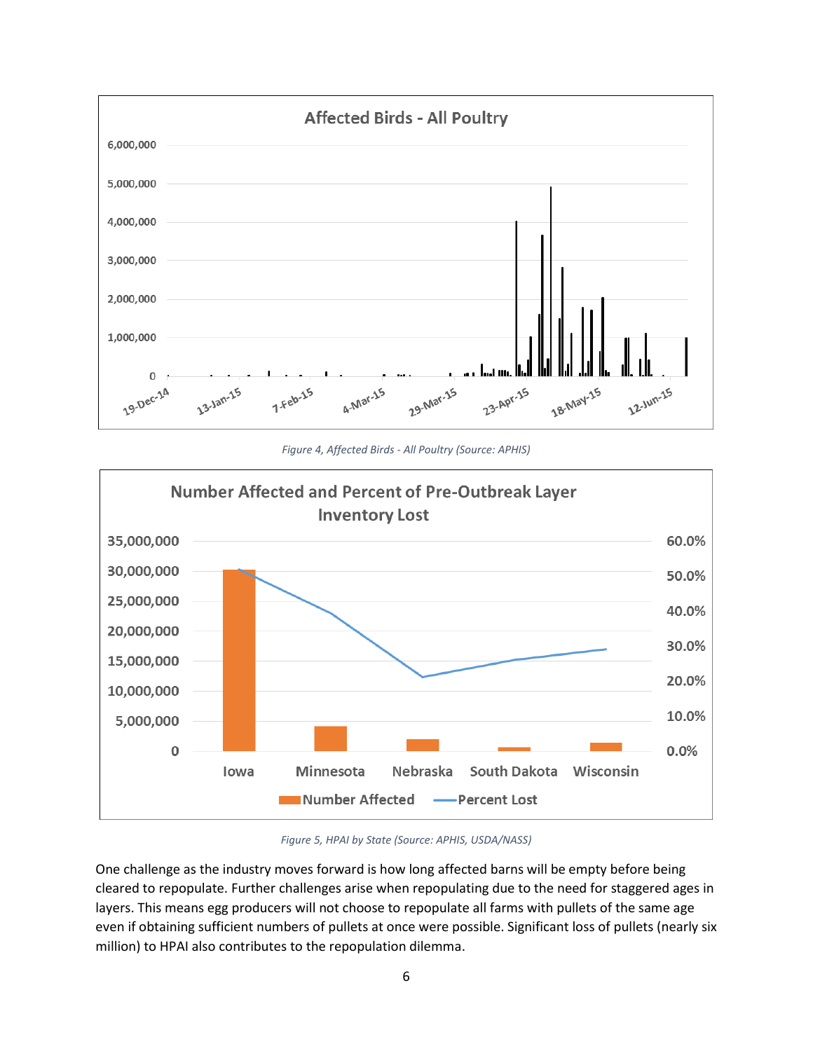*Figure 4, Affected Birds - All Poultry (Source: APHIS)*

*Figure 5, HPAI by State (Source: APHIS, USDA/NASS)*

One challenge as the industry moves forward is how long affected barns will be empty before being cleared to repopulate. Further challenges arise when repopulating due to the need for staggered ages in layers. This means egg producers will not choose to repopulate all farms with pullets of the same age even if obtaining sufficient numbers of pullets at once were possible. Significant loss of pullets (nearly six million) to HPAI also contributes to the repopulation dilemma.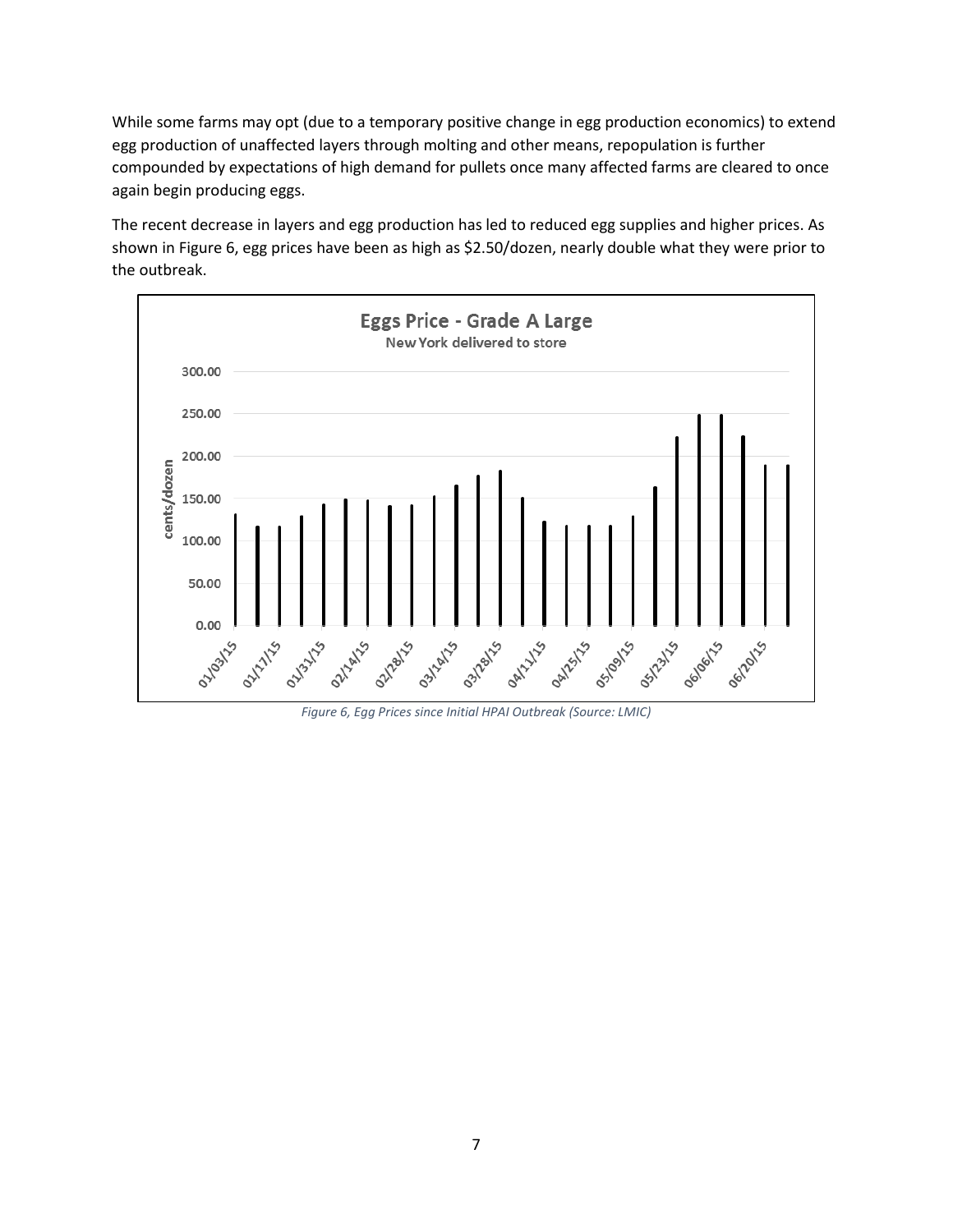While some farms may opt (due to a temporary positive change in egg production economics) to extend egg production of unaffected layers through molting and other means, repopulation is further compounded by expectations of high demand for pullets once many affected farms are cleared to once again begin producing eggs.

The recent decrease in layers and egg production has led to reduced egg supplies and higher prices. As shown in Figure 6, egg prices have been as high as $2.50/dozen, nearly double what they were prior to the outbreak.

*Figure 6, Egg Prices since Initial HPAI Outbreak (Source: LMIC)*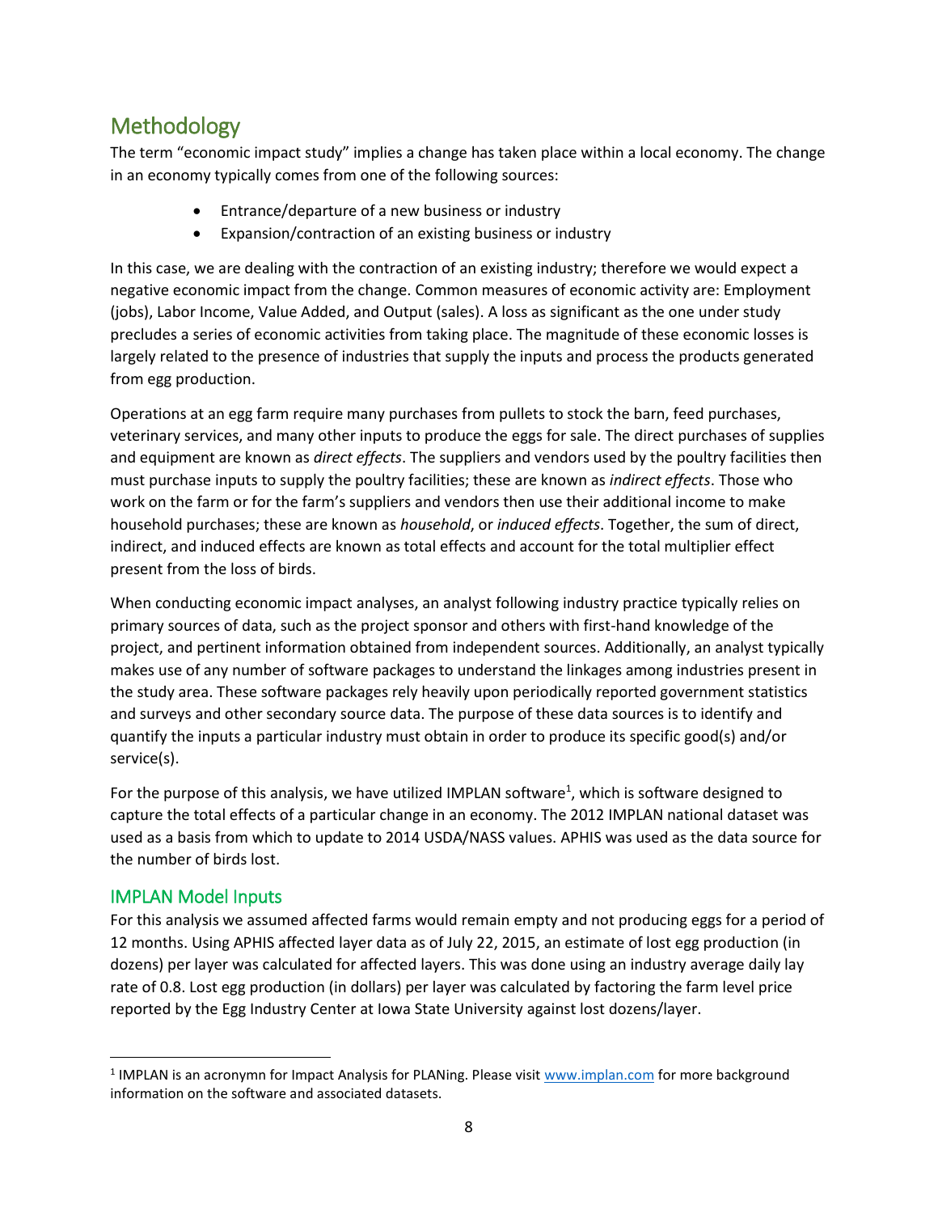## Methodology

The term "economic impact study" implies a change has taken place within a local economy. The change in an economy typically comes from one of the following sources:

- Entrance/departure of a new business or industry
- Expansion/contraction of an existing business or industry

In this case, we are dealing with the contraction of an existing industry; therefore we would expect a negative economic impact from the change. Common measures of economic activity are: Employment (jobs), Labor Income, Value Added, and Output (sales). A loss as significant as the one under study precludes a series of economic activities from taking place. The magnitude of these economic losses is largely related to the presence of industries that supply the inputs and process the products generated from egg production.

Operations at an egg farm require many purchases from pullets to stock the barn, feed purchases, veterinary services, and many other inputs to produce the eggs for sale. The direct purchases of supplies and equipment are known as *direct effects*. The suppliers and vendors used by the poultry facilities then must purchase inputs to supply the poultry facilities; these are known as *indirect effects*. Those who work on the farm or for the farm's suppliers and vendors then use their additional income to make household purchases; these are known as *household*, or *induced effects*. Together, the sum of direct, indirect, and induced effects are known as total effects and account for the total multiplier effect present from the loss of birds.

When conducting economic impact analyses, an analyst following industry practice typically relies on primary sources of data, such as the project sponsor and others with first-hand knowledge of the project, and pertinent information obtained from independent sources. Additionally, an analyst typically makes use of any number of software packages to understand the linkages among industries present in the study area. These software packages rely heavily upon periodically reported government statistics and surveys and other secondary source data. The purpose of these data sources is to identify and quantify the inputs a particular industry must obtain in order to produce its specific good(s) and/or service(s).

For the purpose of this analysis, we have utilized IMPLAN software[1], which is software designed to capture the total effects of a particular change in an economy. The 2012 IMPLAN national dataset was used as a basis from which to update to 2014 USDA/NASS values. APHIS was used as the data source for the number of birds lost.

### IMPLAN Model Inputs

For this analysis we assumed affected farms would remain empty and not producing eggs for a period of 12 months. Using APHIS affected layer data as of July 22, 2015, an estimate of lost egg production (in dozens) per layer was calculated for affected layers. This was done using an industry average daily lay rate of 0.8. Lost egg production (in dollars) per layer was calculated by factoring the farm level price reported by the Egg Industry Center at Iowa State University against lost dozens/layer.

---

[1] IMPLAN is an acronymn for Impact Analysis for PLANing. Please visit www.implan.com for more background information on the software and associated datasets.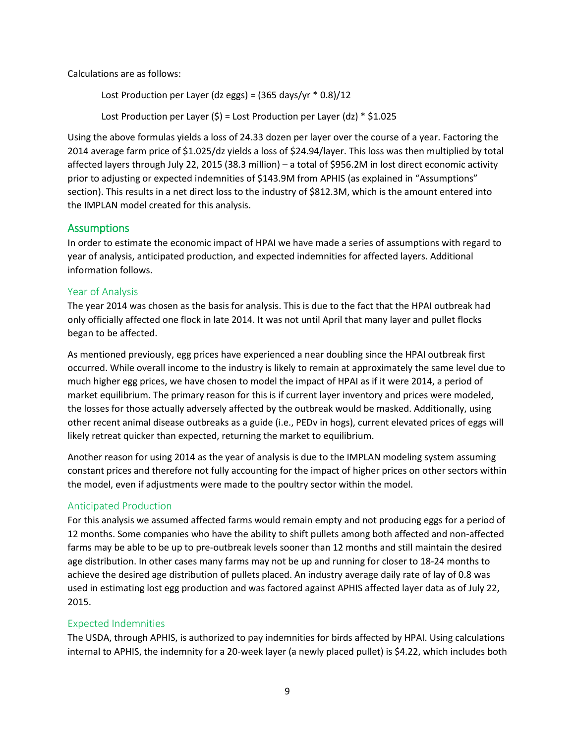Calculations are as follows:

> Lost Production per Layer (dz eggs) = (365 days/yr * 0.8)/12
>
> Lost Production per Layer ($) = Lost Production per Layer (dz) * $1.025

Using the above formulas yields a loss of 24.33 dozen per layer over the course of a year. Factoring the 2014 average farm price of $1.025/dz yields a loss of $24.94/layer. This loss was then multiplied by total affected layers through July 22, 2015 (38.3 million) – a total of $956.2M in lost direct economic activity prior to adjusting or expected indemnities of $143.9M from APHIS (as explained in "Assumptions" section). This results in a net direct loss to the industry of $812.3M, which is the amount entered into the IMPLAN model created for this analysis.

## Assumptions

In order to estimate the economic impact of HPAI we have made a series of assumptions with regard to year of analysis, anticipated production, and expected indemnities for affected layers. Additional information follows.

### Year of Analysis

The year 2014 was chosen as the basis for analysis. This is due to the fact that the HPAI outbreak had only officially affected one flock in late 2014. It was not until April that many layer and pullet flocks began to be affected.

As mentioned previously, egg prices have experienced a near doubling since the HPAI outbreak first occurred. While overall income to the industry is likely to remain at approximately the same level due to much higher egg prices, we have chosen to model the impact of HPAI as if it were 2014, a period of market equilibrium. The primary reason for this is if current layer inventory and prices were modeled, the losses for those actually adversely affected by the outbreak would be masked. Additionally, using other recent animal disease outbreaks as a guide (i.e., PEDv in hogs), current elevated prices of eggs will likely retreat quicker than expected, returning the market to equilibrium.

Another reason for using 2014 as the year of analysis is due to the IMPLAN modeling system assuming constant prices and therefore not fully accounting for the impact of higher prices on other sectors within the model, even if adjustments were made to the poultry sector within the model.

### Anticipated Production

For this analysis we assumed affected farms would remain empty and not producing eggs for a period of 12 months. Some companies who have the ability to shift pullets among both affected and non-affected farms may be able to be up to pre-outbreak levels sooner than 12 months and still maintain the desired age distribution. In other cases many farms may not be up and running for closer to 18-24 months to achieve the desired age distribution of pullets placed. An industry average daily rate of lay of 0.8 was used in estimating lost egg production and was factored against APHIS affected layer data as of July 22, 2015.

### Expected Indemnities

The USDA, through APHIS, is authorized to pay indemnities for birds affected by HPAI. Using calculations internal to APHIS, the indemnity for a 20-week layer (a newly placed pullet) is $4.22, which includes both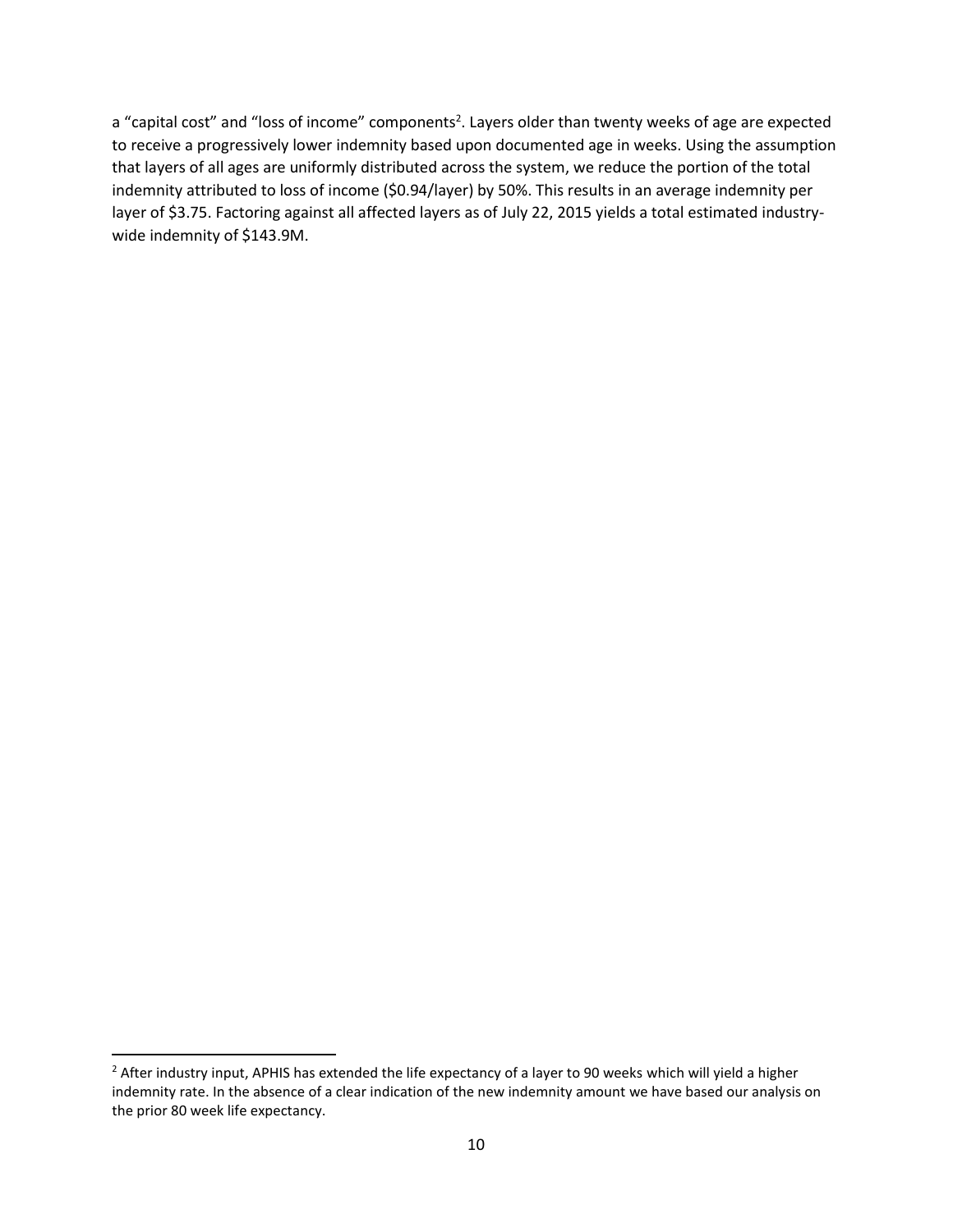a "capital cost" and "loss of income" components[2]. Layers older than twenty weeks of age are expected to receive a progressively lower indemnity based upon documented age in weeks. Using the assumption that layers of all ages are uniformly distributed across the system, we reduce the portion of the total indemnity attributed to loss of income ($0.94/layer) by 50%. This results in an average indemnity per layer of $3.75. Factoring against all affected layers as of July 22, 2015 yields a total estimated industry-wide indemnity of $143.9M.

---

[2] After industry input, APHIS has extended the life expectancy of a layer to 90 weeks which will yield a higher indemnity rate. In the absence of a clear indication of the new indemnity amount we have based our analysis on the prior 80 week life expectancy.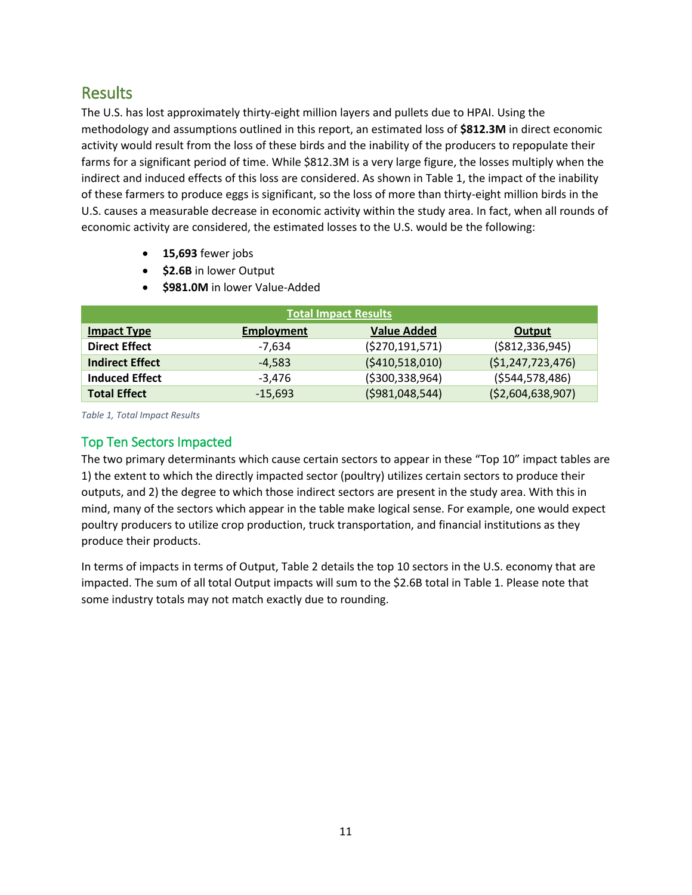## Results

The U.S. has lost approximately thirty-eight million layers and pullets due to HPAI. Using the methodology and assumptions outlined in this report, an estimated loss of **$812.3M** in direct economic activity would result from the loss of these birds and the inability of the producers to repopulate their farms for a significant period of time. While $812.3M is a very large figure, the losses multiply when the indirect and induced effects of this loss are considered. As shown in Table 1, the impact of the inability of these farmers to produce eggs is significant, so the loss of more than thirty-eight million birds in the U.S. causes a measurable decrease in economic activity within the study area. In fact, when all rounds of economic activity are considered, the estimated losses to the U.S. would be the following:

- **15,693** fewer jobs
- **$2.6B** in lower Output
- **$981.0M** in lower Value-Added

| Total Impact Results | | | |
|---|---|---|---|
| **Impact Type** | **Employment** | **Value Added** | **Output** |
| **Direct Effect** | -7,634 | ($270,191,571) | ($812,336,945) |
| **Indirect Effect** | -4,583 | ($410,518,010) | ($1,247,723,476) |
| **Induced Effect** | -3,476 | ($300,338,964) | ($544,578,486) |
| **Total Effect** | -15,693 | ($981,048,544) | ($2,604,638,907) |

*Table 1, Total Impact Results*

### Top Ten Sectors Impacted

The two primary determinants which cause certain sectors to appear in these "Top 10" impact tables are 1) the extent to which the directly impacted sector (poultry) utilizes certain sectors to produce their outputs, and 2) the degree to which those indirect sectors are present in the study area. With this in mind, many of the sectors which appear in the table make logical sense. For example, one would expect poultry producers to utilize crop production, truck transportation, and financial institutions as they produce their products.

In terms of impacts in terms of Output, Table 2 details the top 10 sectors in the U.S. economy that are impacted. The sum of all total Output impacts will sum to the $2.6B total in Table 1. Please note that some industry totals may not match exactly due to rounding.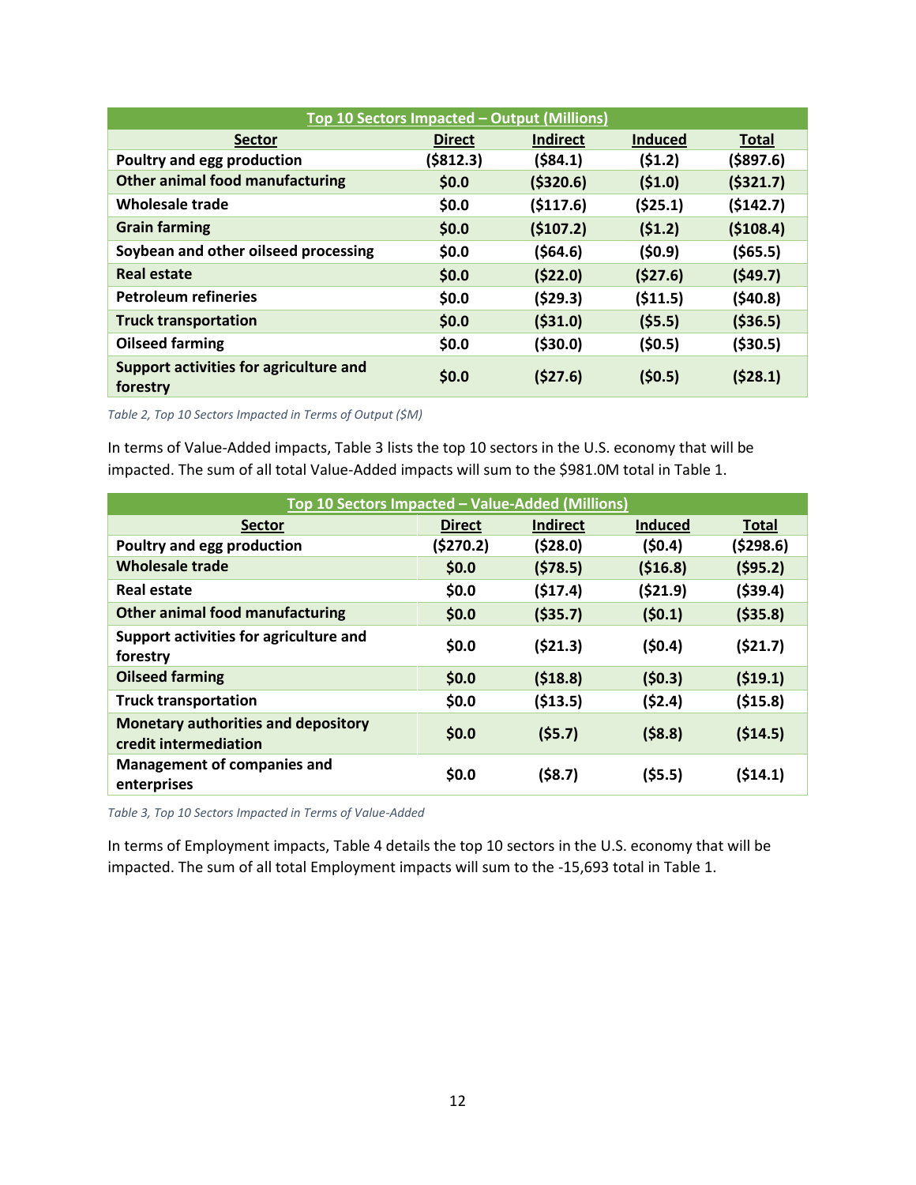| Top 10 Sectors Impacted – Output (Millions) | | | | |
|---|---|---|---|---|
| **Sector** | **Direct** | **Indirect** | **Induced** | **Total** |
| **Poultry and egg production** | **($812.3)** | **($84.1)** | **($1.2)** | **($897.6)** |
| **Other animal food manufacturing** | **$0.0** | **($320.6)** | **($1.0)** | **($321.7)** |
| **Wholesale trade** | **$0.0** | **($117.6)** | **($25.1)** | **($142.7)** |
| **Grain farming** | **$0.0** | **($107.2)** | **($1.2)** | **($108.4)** |
| **Soybean and other oilseed processing** | **$0.0** | **($64.6)** | **($0.9)** | **($65.5)** |
| **Real estate** | **$0.0** | **($22.0)** | **($27.6)** | **($49.7)** |
| **Petroleum refineries** | **$0.0** | **($29.3)** | **($11.5)** | **($40.8)** |
| **Truck transportation** | **$0.0** | **($31.0)** | **($5.5)** | **($36.5)** |
| **Oilseed farming** | **$0.0** | **($30.0)** | **($0.5)** | **($30.5)** |
| **Support activities for agriculture and forestry** | **$0.0** | **($27.6)** | **($0.5)** | **($28.1)** |

*Table 2, Top 10 Sectors Impacted in Terms of Output ($M)*

In terms of Value-Added impacts, Table 3 lists the top 10 sectors in the U.S. economy that will be impacted. The sum of all total Value-Added impacts will sum to the $981.0M total in Table 1.

| Top 10 Sectors Impacted – Value-Added (Millions) | | | | |
|---|---|---|---|---|
| **Sector** | **Direct** | **Indirect** | **Induced** | **Total** |
| **Poultry and egg production** | **($270.2)** | **($28.0)** | **($0.4)** | **($298.6)** |
| **Wholesale trade** | **$0.0** | **($78.5)** | **($16.8)** | **($95.2)** |
| **Real estate** | **$0.0** | **($17.4)** | **($21.9)** | **($39.4)** |
| **Other animal food manufacturing** | **$0.0** | **($35.7)** | **($0.1)** | **($35.8)** |
| **Support activities for agriculture and forestry** | **$0.0** | **($21.3)** | **($0.4)** | **($21.7)** |
| **Oilseed farming** | **$0.0** | **($18.8)** | **($0.3)** | **($19.1)** |
| **Truck transportation** | **$0.0** | **($13.5)** | **($2.4)** | **($15.8)** |
| **Monetary authorities and depository credit intermediation** | **$0.0** | **($5.7)** | **($8.8)** | **($14.5)** |
| **Management of companies and enterprises** | **$0.0** | **($8.7)** | **($5.5)** | **($14.1)** |

*Table 3, Top 10 Sectors Impacted in Terms of Value-Added*

In terms of Employment impacts, Table 4 details the top 10 sectors in the U.S. economy that will be impacted. The sum of all total Employment impacts will sum to the -15,693 total in Table 1.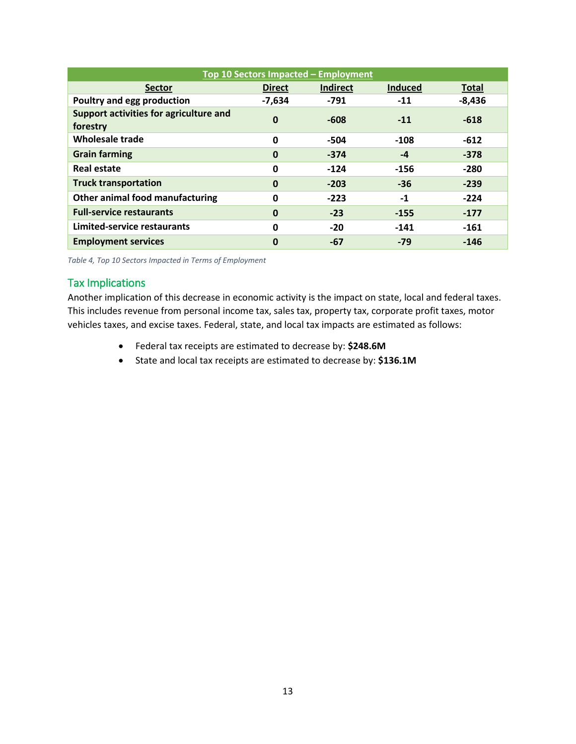| Top 10 Sectors Impacted – Employment | | | | |
|---|---|---|---|---|
| **Sector** | **Direct** | **Indirect** | **Induced** | **Total** |
| **Poultry and egg production** | **-7,634** | **-791** | **-11** | **-8,436** |
| **Support activities for agriculture and forestry** | **0** | **-608** | **-11** | **-618** |
| **Wholesale trade** | **0** | **-504** | **-108** | **-612** |
| **Grain farming** | **0** | **-374** | **-4** | **-378** |
| **Real estate** | **0** | **-124** | **-156** | **-280** |
| **Truck transportation** | **0** | **-203** | **-36** | **-239** |
| **Other animal food manufacturing** | **0** | **-223** | **-1** | **-224** |
| **Full-service restaurants** | **0** | **-23** | **-155** | **-177** |
| **Limited-service restaurants** | **0** | **-20** | **-141** | **-161** |
| **Employment services** | **0** | **-67** | **-79** | **-146** |

*Table 4, Top 10 Sectors Impacted in Terms of Employment*

## Tax Implications

Another implication of this decrease in economic activity is the impact on state, local and federal taxes. This includes revenue from personal income tax, sales tax, property tax, corporate profit taxes, motor vehicles taxes, and excise taxes. Federal, state, and local tax impacts are estimated as follows:

- Federal tax receipts are estimated to decrease by: **$248.6M**
- State and local tax receipts are estimated to decrease by: **$136.1M**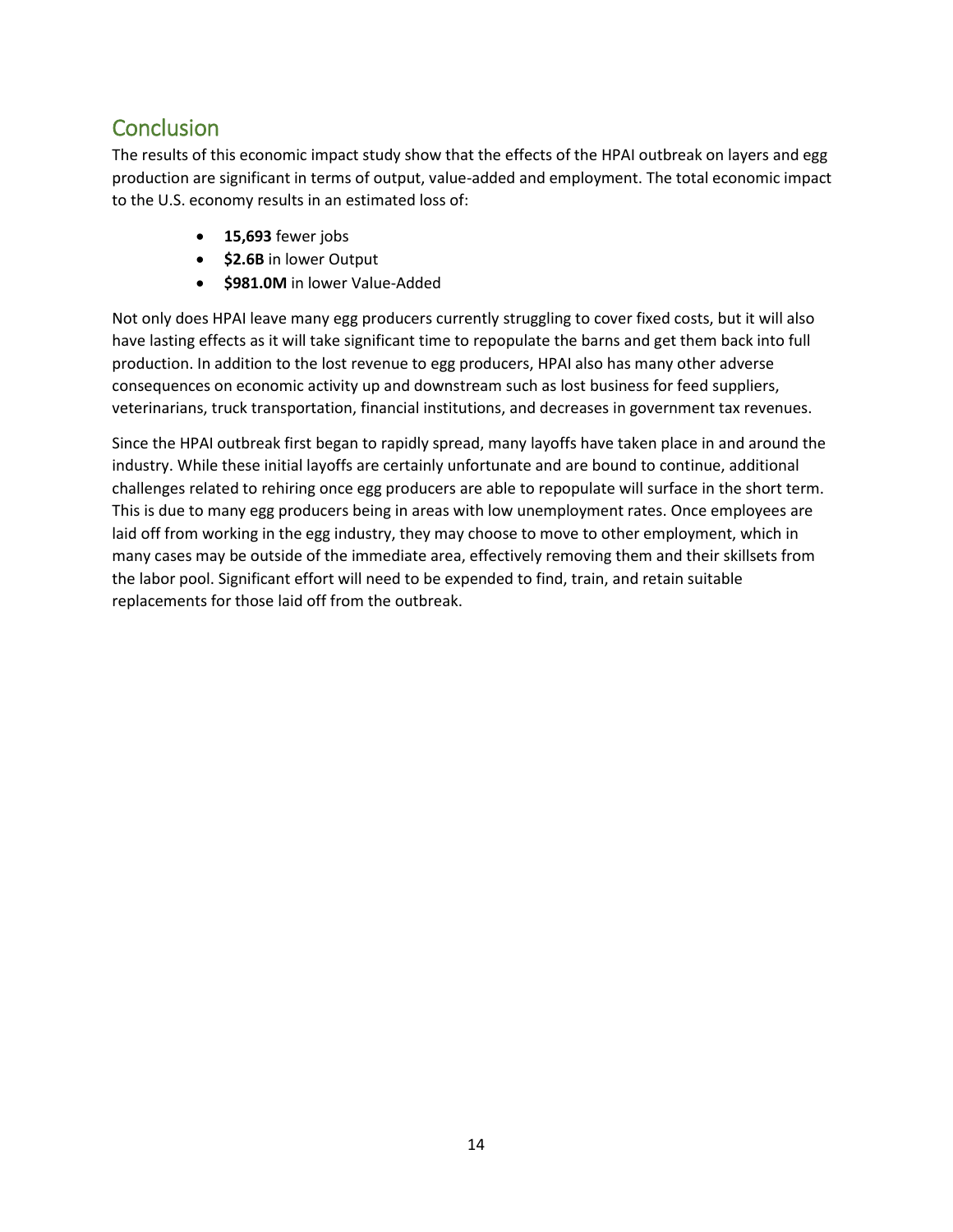## Conclusion

The results of this economic impact study show that the effects of the HPAI outbreak on layers and egg production are significant in terms of output, value-added and employment. The total economic impact to the U.S. economy results in an estimated loss of:

- **15,693** fewer jobs
- **$2.6B** in lower Output
- **$981.0M** in lower Value-Added

Not only does HPAI leave many egg producers currently struggling to cover fixed costs, but it will also have lasting effects as it will take significant time to repopulate the barns and get them back into full production. In addition to the lost revenue to egg producers, HPAI also has many other adverse consequences on economic activity up and downstream such as lost business for feed suppliers, veterinarians, truck transportation, financial institutions, and decreases in government tax revenues.

Since the HPAI outbreak first began to rapidly spread, many layoffs have taken place in and around the industry. While these initial layoffs are certainly unfortunate and are bound to continue, additional challenges related to rehiring once egg producers are able to repopulate will surface in the short term. This is due to many egg producers being in areas with low unemployment rates. Once employees are laid off from working in the egg industry, they may choose to move to other employment, which in many cases may be outside of the immediate area, effectively removing them and their skillsets from the labor pool. Significant effort will need to be expended to find, train, and retain suitable replacements for those laid off from the outbreak.